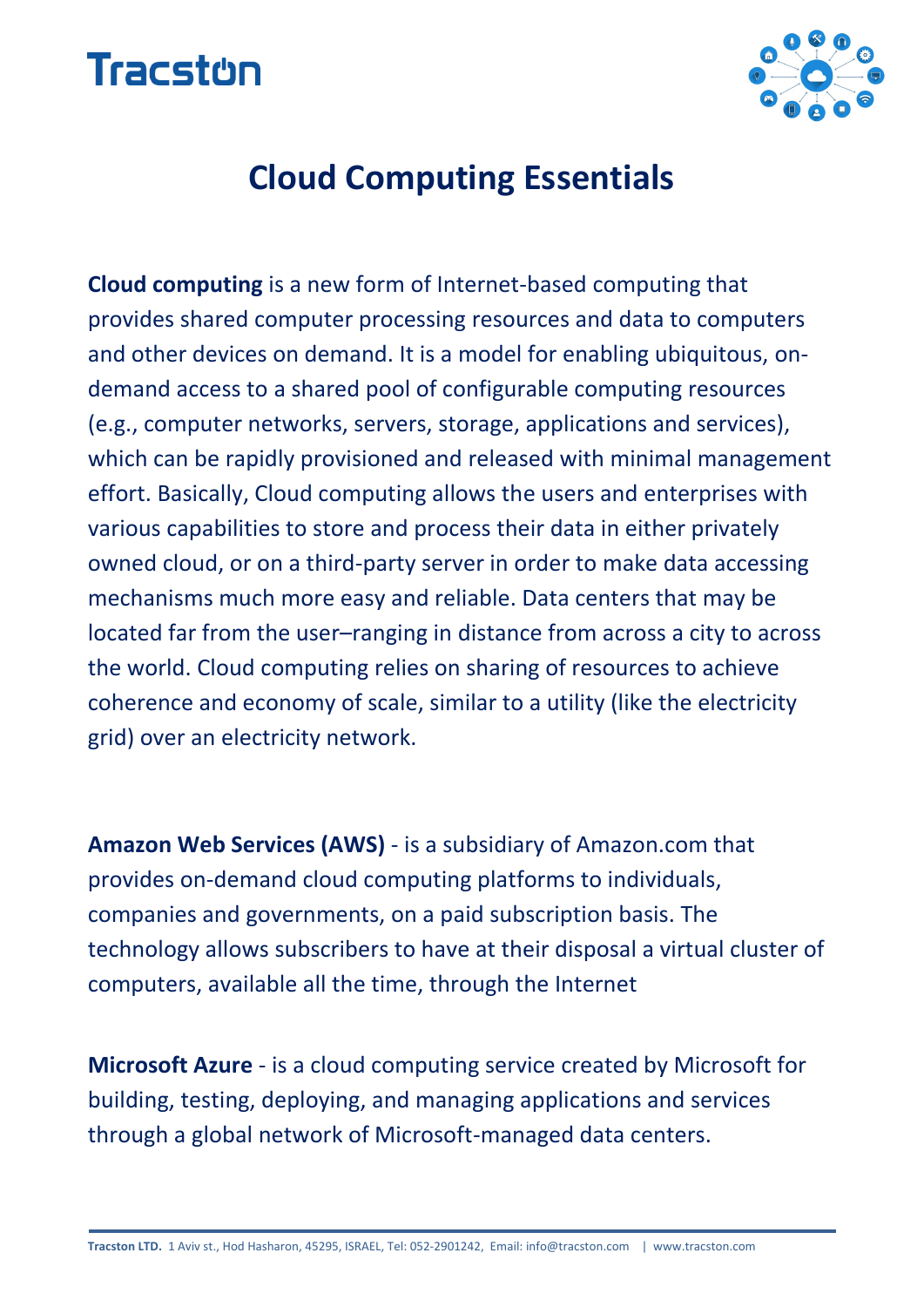Tracston

# Cloud Computing Essentials

**Cloud computing** is a new form of Internet-based computing that provides shared computer processing resources and data to computers and other devices on demand. It is a model for enabling ubiquitous, on-demand access to a shared pool of configurable computing resources (e.g., computer networks, servers, storage, applications and services), which can be rapidly provisioned and released with minimal management effort. Basically, Cloud computing allows the users and enterprises with various capabilities to store and process their data in either privately owned cloud, or on a third-party server in order to make data accessing mechanisms much more easy and reliable. Data centers that may be located far from the user–ranging in distance from across a city to across the world. Cloud computing relies on sharing of resources to achieve coherence and economy of scale, similar to a utility (like the electricity grid) over an electricity network.

**Amazon Web Services (AWS)** - is a subsidiary of Amazon.com that provides on-demand cloud computing platforms to individuals, companies and governments, on a paid subscription basis. The technology allows subscribers to have at their disposal a virtual cluster of computers, available all the time, through the Internet

**Microsoft Azure** - is a cloud computing service created by Microsoft for building, testing, deploying, and managing applications and services through a global network of Microsoft-managed data centers.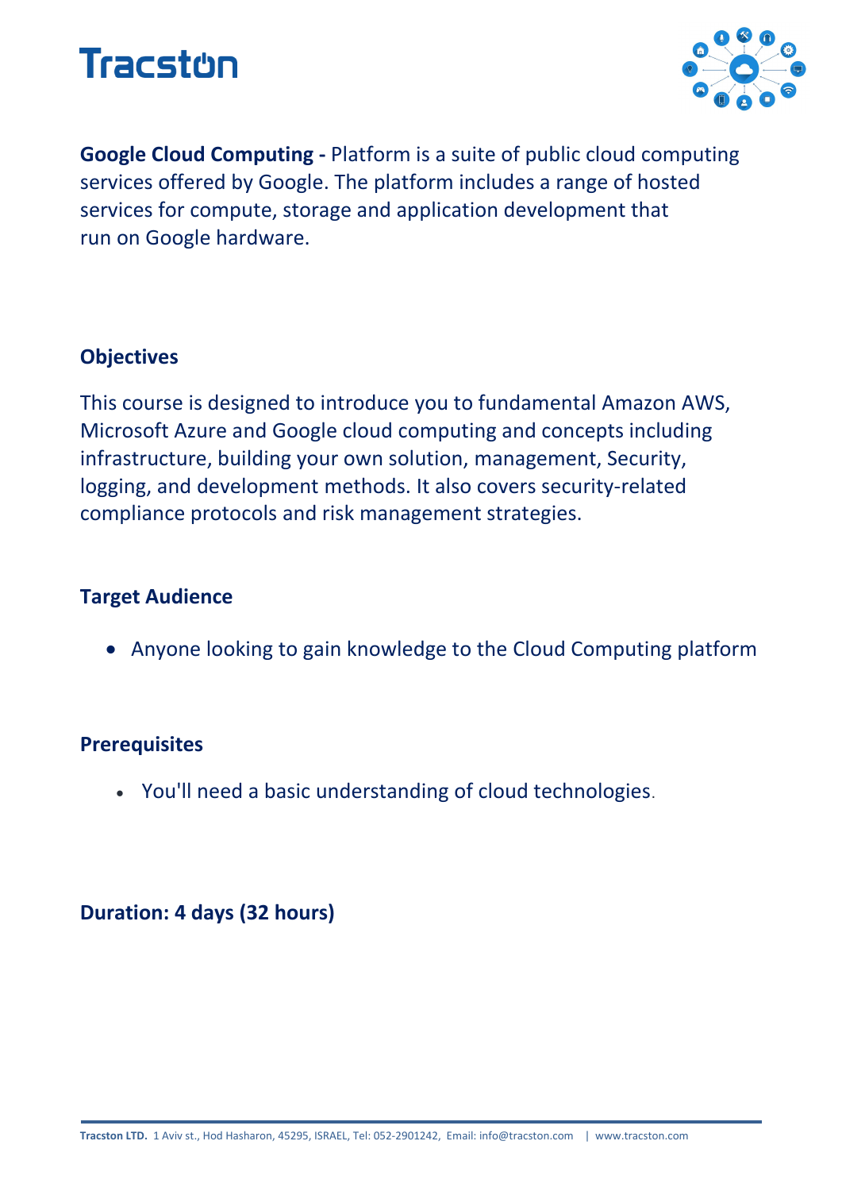# Tracston

**Google Cloud Computing -** Platform is a suite of public cloud computing services offered by Google. The platform includes a range of hosted services for compute, storage and application development that run on Google hardware.

## Objectives

This course is designed to introduce you to fundamental Amazon AWS, Microsoft Azure and Google cloud computing and concepts including infrastructure, building your own solution, management, Security, logging, and development methods. It also covers security-related compliance protocols and risk management strategies.

## Target Audience

- Anyone looking to gain knowledge to the Cloud Computing platform

## Prerequisites

- You'll need a basic understanding of cloud technologies.

## Duration: 4 days (32 hours)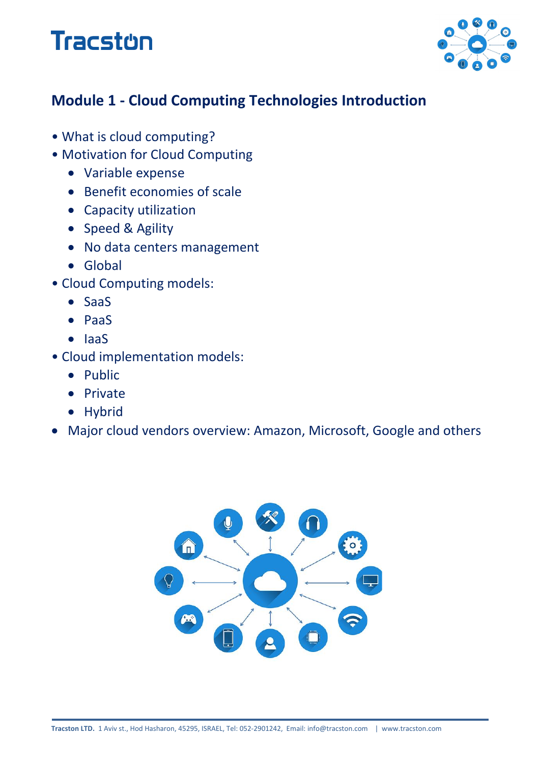## Module 1 - Cloud Computing Technologies Introduction

- What is cloud computing?
- Motivation for Cloud Computing
  - Variable expense
  - Benefit economies of scale
  - Capacity utilization
  - Speed & Agility
  - No data centers management
  - Global
- Cloud Computing models:
  - SaaS
  - PaaS
  - IaaS
- Cloud implementation models:
  - Public
  - Private
  - Hybrid
- Major cloud vendors overview: Amazon, Microsoft, Google and others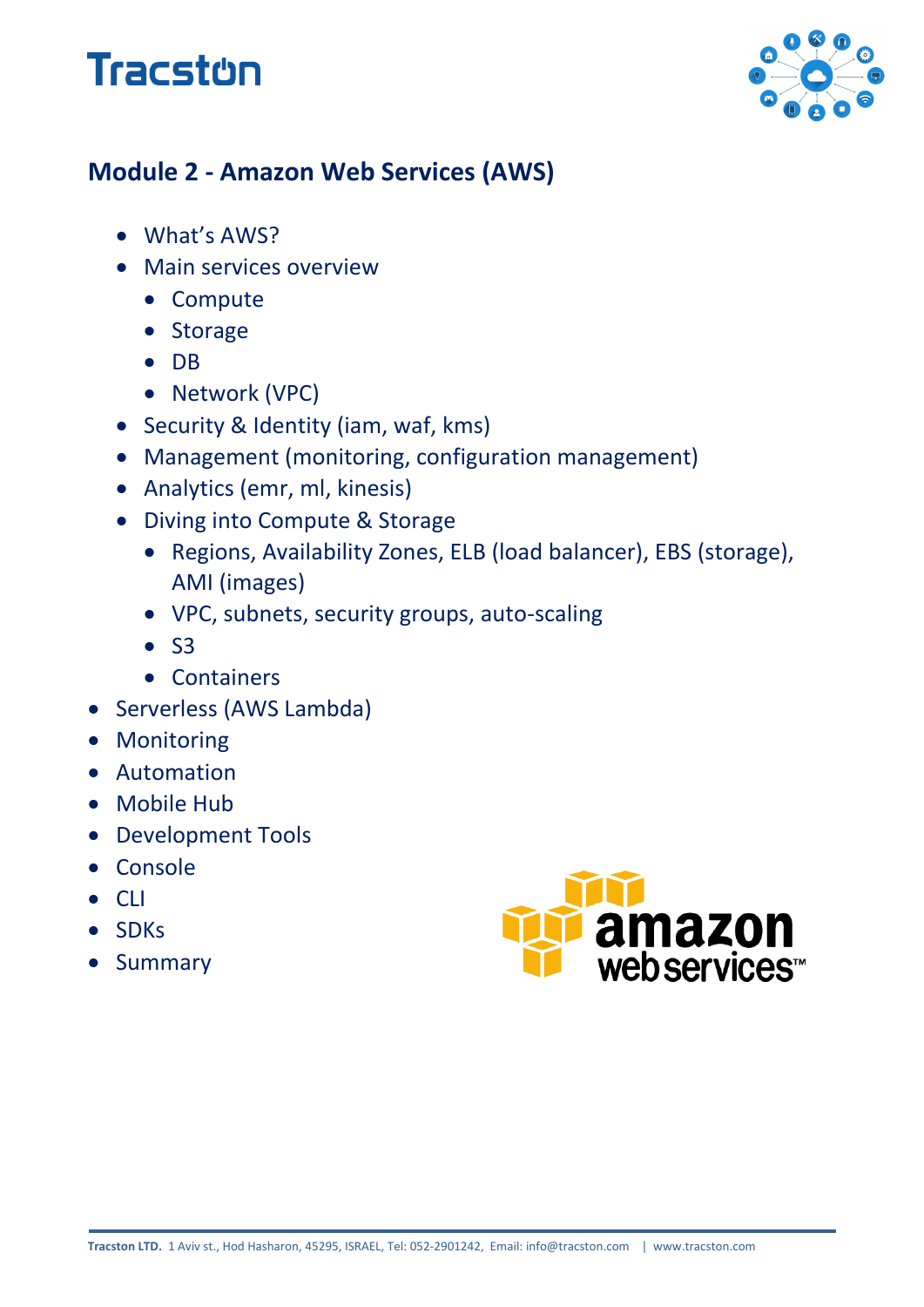## Module 2 - Amazon Web Services (AWS)

- What's AWS?
- Main services overview
  - Compute
  - Storage
  - DB
  - Network (VPC)
- Security & Identity (iam, waf, kms)
- Management (monitoring, configuration management)
- Analytics (emr, ml, kinesis)
- Diving into Compute & Storage
  - Regions, Availability Zones, ELB (load balancer), EBS (storage), AMI (images)
  - VPC, subnets, security groups, auto-scaling
  - S3
  - Containers

- Serverless (AWS Lambda)
- Monitoring
- Automation
- Mobile Hub
- Development Tools
- Console
- CLI
- SDKs
- Summary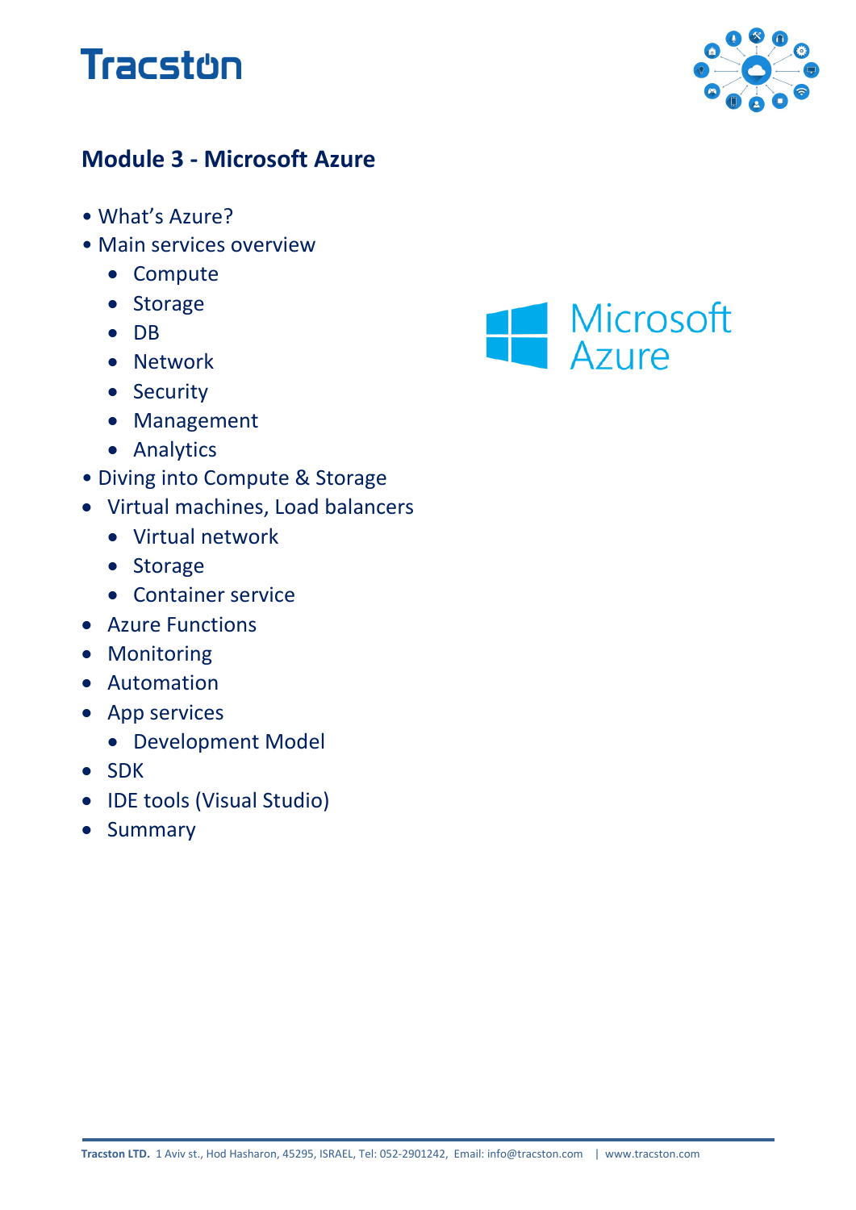# Module 3 - Microsoft Azure

- What's Azure?
- Main services overview
  - Compute
  - Storage
  - DB
  - Network
  - Security
  - Management
  - Analytics
- Diving into Compute & Storage
- Virtual machines, Load balancers
  - Virtual network
  - Storage
  - Container service
- Azure Functions
- Monitoring
- Automation
- App services
  - Development Model
- SDK
- IDE tools (Visual Studio)
- Summary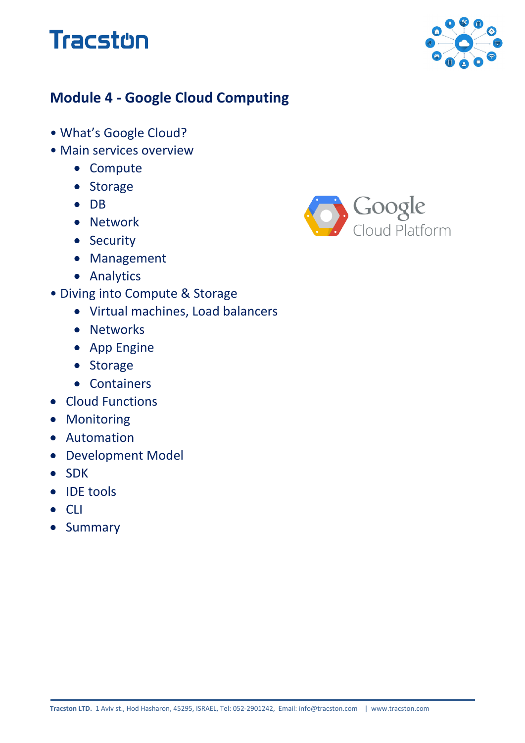Tracston

## Module 4 - Google Cloud Computing

- What's Google Cloud?
- Main services overview
  - Compute
  - Storage
  - DB
  - Network
  - Security
  - Management
  - Analytics
- Diving into Compute & Storage
  - Virtual machines, Load balancers
  - Networks
  - App Engine
  - Storage
  - Containers
- Cloud Functions
- Monitoring
- Automation
- Development Model
- SDK
- IDE tools
- CLI
- Summary

Google Cloud Platform

**Tracston LTD.** 1 Aviv st., Hod Hasharon, 45295, ISRAEL, Tel: 052-2901242, Email: info@tracston.com | www.tracston.com